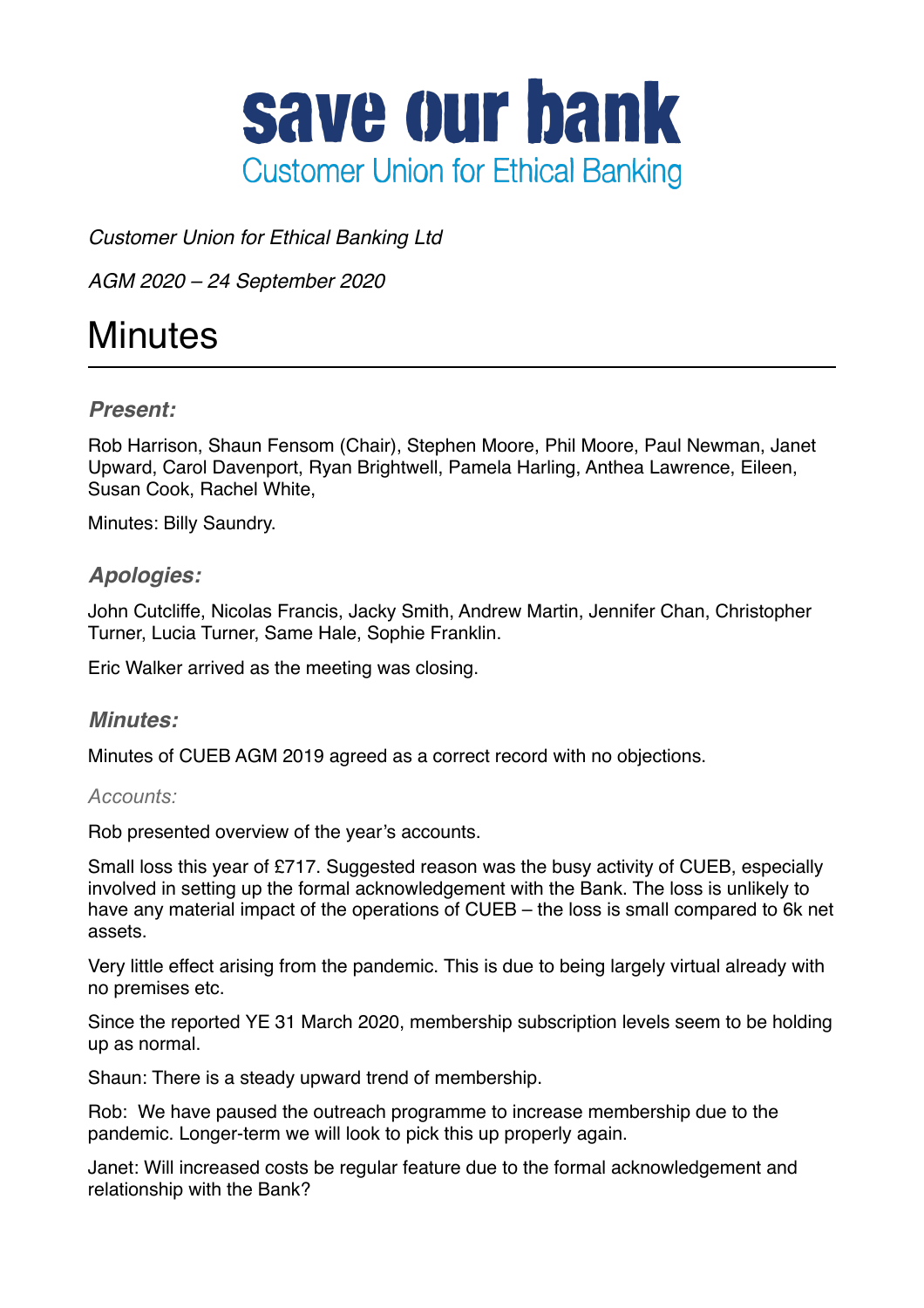# save our bank

Customer Union for Ethical Banking

*Customer Union for Ethical Banking Ltd*

*AGM 2020 – 24 September 2020*

# Minutes

### *Present:*

Rob Harrison, Shaun Fensom (Chair), Stephen Moore, Phil Moore, Paul Newman, Janet Upward, Carol Davenport, Ryan Brightwell, Pamela Harling, Anthea Lawrence, Eileen, Susan Cook, Rachel White,

Minutes: Billy Saundry.

### *Apologies:*

John Cutcliffe, Nicolas Francis, Jacky Smith, Andrew Martin, Jennifer Chan, Christopher Turner, Lucia Turner, Same Hale, Sophie Franklin.

Eric Walker arrived as the meeting was closing.

### *Minutes:*

Minutes of CUEB AGM 2019 agreed as a correct record with no objections.

*Accounts:*

Rob presented overview of the year's accounts.

Small loss this year of £717. Suggested reason was the busy activity of CUEB, especially involved in setting up the formal acknowledgement with the Bank. The loss is unlikely to have any material impact of the operations of CUEB – the loss is small compared to 6k net assets.

Very little effect arising from the pandemic. This is due to being largely virtual already with no premises etc.

Since the reported YE 31 March 2020, membership subscription levels seem to be holding up as normal.

Shaun: There is a steady upward trend of membership.

Rob: We have paused the outreach programme to increase membership due to the pandemic. Longer-term we will look to pick this up properly again.

Janet: Will increased costs be regular feature due to the formal acknowledgement and relationship with the Bank?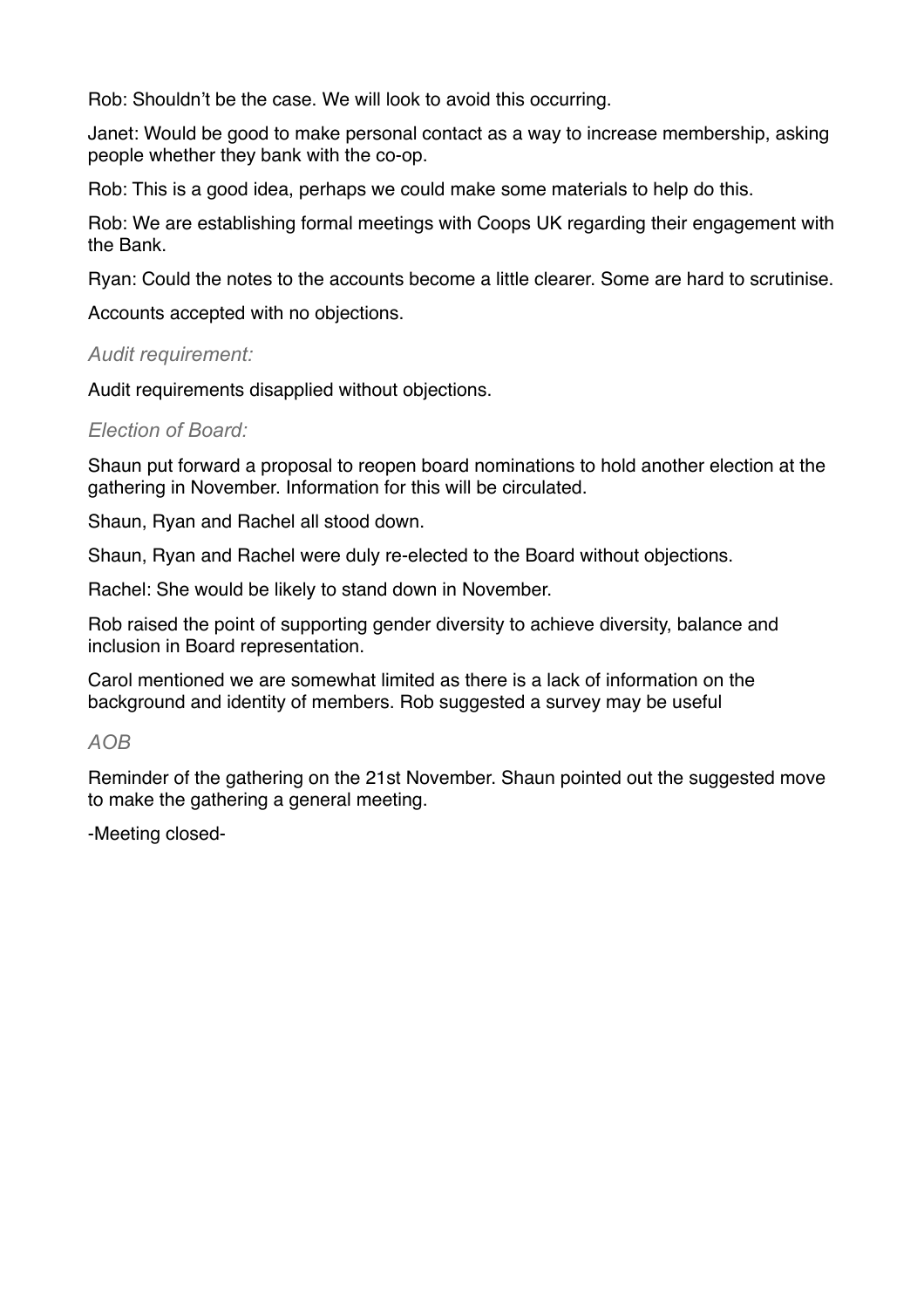Rob: Shouldn't be the case. We will look to avoid this occurring.

Janet: Would be good to make personal contact as a way to increase membership, asking people whether they bank with the co-op.

Rob: This is a good idea, perhaps we could make some materials to help do this.

Rob: We are establishing formal meetings with Coops UK regarding their engagement with the Bank.

Ryan: Could the notes to the accounts become a little clearer. Some are hard to scrutinise.

Accounts accepted with no objections.

*Audit requirement:*

Audit requirements disapplied without objections.

*Election of Board:*

Shaun put forward a proposal to reopen board nominations to hold another election at the gathering in November. Information for this will be circulated.

Shaun, Ryan and Rachel all stood down.

Shaun, Ryan and Rachel were duly re-elected to the Board without objections.

Rachel: She would be likely to stand down in November.

Rob raised the point of supporting gender diversity to achieve diversity, balance and inclusion in Board representation.

Carol mentioned we are somewhat limited as there is a lack of information on the background and identity of members. Rob suggested a survey may be useful

*AOB*

Reminder of the gathering on the 21st November. Shaun pointed out the suggested move to make the gathering a general meeting.

-Meeting closed-